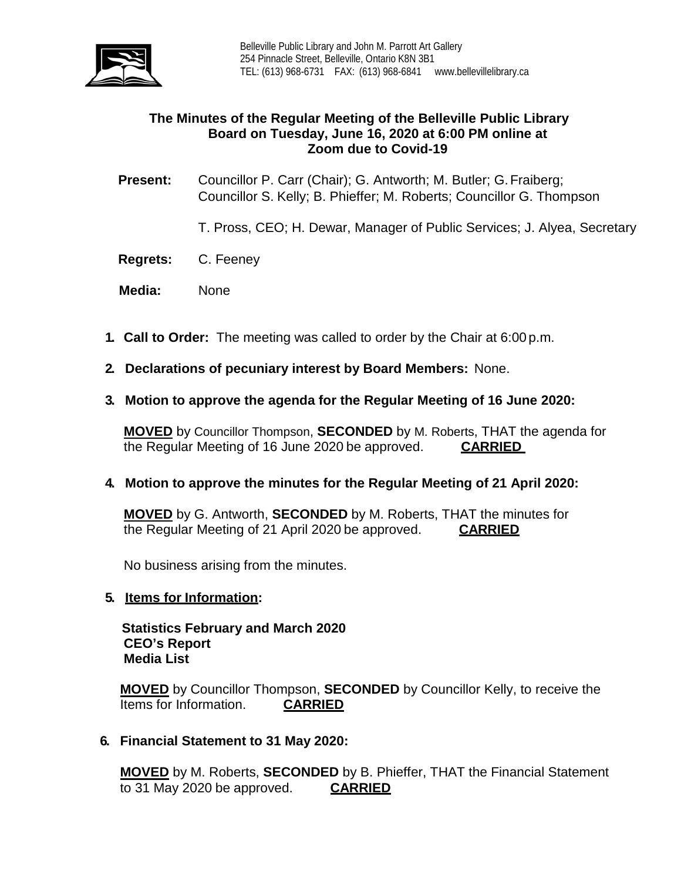Belleville Public Library and John M. Parrott Art Gallery
254 Pinnacle Street, Belleville, Ontario K8N 3B1
TEL: (613) 968-6731 FAX: (613) 968-6841 www.bellevillelibrary.ca

# The Minutes of the Regular Meeting of the Belleville Public Library Board on Tuesday, June 16, 2020 at 6:00 PM online at Zoom due to Covid-19

**Present:** Councillor P. Carr (Chair); G. Antworth; M. Butler; G. Fraiberg; Councillor S. Kelly; B. Phieffer; M. Roberts; Councillor G. Thompson

T. Pross, CEO; H. Dewar, Manager of Public Services; J. Alyea, Secretary

**Regrets:** C. Feeney

**Media:** None

1. **Call to Order:** The meeting was called to order by the Chair at 6:00 p.m.

2. **Declarations of pecuniary interest by Board Members:** None.

3. **Motion to approve the agenda for the Regular Meeting of 16 June 2020:**

   **MOVED** by Councillor Thompson, **SECONDED** by M. Roberts, THAT the agenda for the Regular Meeting of 16 June 2020 be approved. **CARRIED**

4. **Motion to approve the minutes for the Regular Meeting of 21 April 2020:**

   **MOVED** by G. Antworth, **SECONDED** by M. Roberts, THAT the minutes for the Regular Meeting of 21 April 2020 be approved. **CARRIED**

   No business arising from the minutes.

5. **Items for Information:**

   **Statistics February and March 2020**
   **CEO's Report**
   **Media List**

   **MOVED** by Councillor Thompson, **SECONDED** by Councillor Kelly, to receive the Items for Information. **CARRIED**

6. **Financial Statement to 31 May 2020:**

   **MOVED** by M. Roberts, **SECONDED** by B. Phieffer, THAT the Financial Statement to 31 May 2020 be approved. **CARRIED**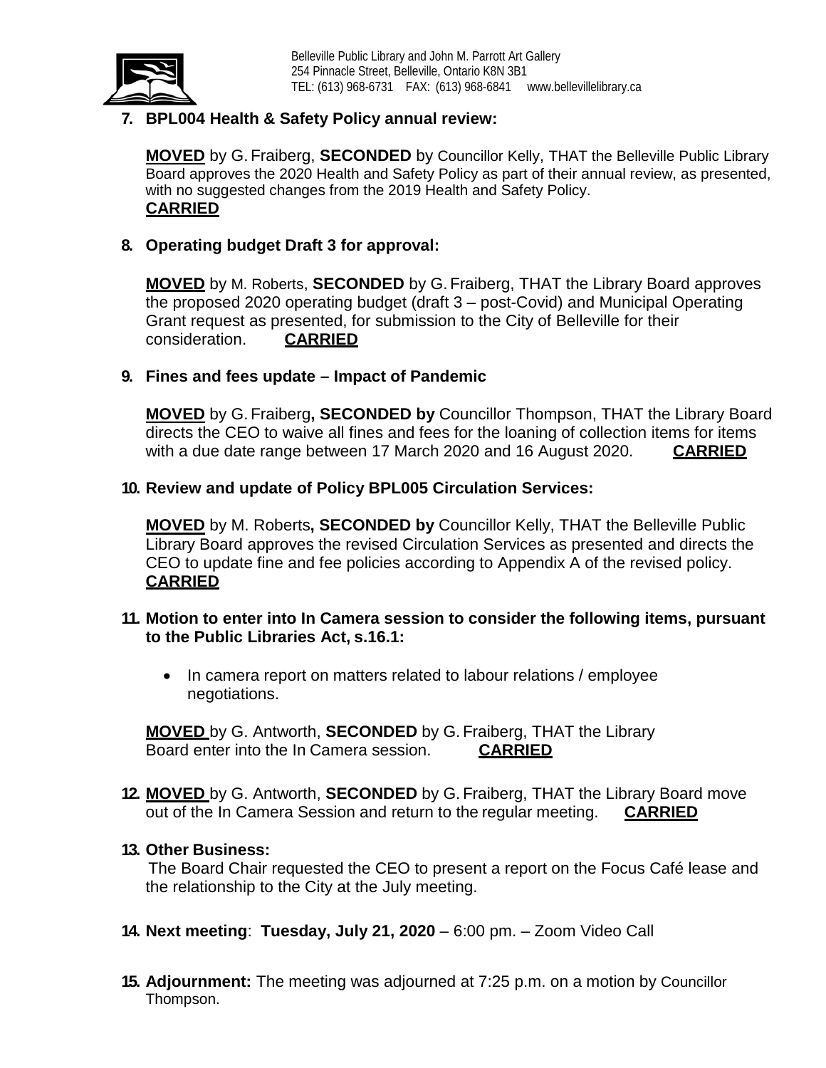**7. BPL004 Health & Safety Policy annual review:**

**MOVED** by G. Fraiberg, **SECONDED** by Councillor Kelly, THAT the Belleville Public Library Board approves the 2020 Health and Safety Policy as part of their annual review, as presented, with no suggested changes from the 2019 Health and Safety Policy.
**CARRIED**

**8. Operating budget Draft 3 for approval:**

**MOVED** by M. Roberts, **SECONDED** by G. Fraiberg, THAT the Library Board approves the proposed 2020 operating budget (draft 3 – post-Covid) and Municipal Operating Grant request as presented, for submission to the City of Belleville for their consideration. **CARRIED**

**9. Fines and fees update – Impact of Pandemic**

**MOVED** by G. Fraiberg**, SECONDED by** Councillor Thompson, THAT the Library Board directs the CEO to waive all fines and fees for the loaning of collection items for items with a due date range between 17 March 2020 and 16 August 2020. **CARRIED**

**10. Review and update of Policy BPL005 Circulation Services:**

**MOVED** by M. Roberts**, SECONDED by** Councillor Kelly, THAT the Belleville Public Library Board approves the revised Circulation Services as presented and directs the CEO to update fine and fee policies according to Appendix A of the revised policy.
**CARRIED**

**11. Motion to enter into In Camera session to consider the following items, pursuant to the Public Libraries Act, s.16.1:**

- In camera report on matters related to labour relations / employee negotiations.

**MOVED** by G. Antworth, **SECONDED** by G. Fraiberg, THAT the Library Board enter into the In Camera session. **CARRIED**

**12. MOVED** by G. Antworth, **SECONDED** by G. Fraiberg, THAT the Library Board move out of the In Camera Session and return to the regular meeting. **CARRIED**

**13. Other Business:**
The Board Chair requested the CEO to present a report on the Focus Café lease and the relationship to the City at the July meeting.

**14. Next meeting**: **Tuesday, July 21, 2020** – 6:00 pm. – Zoom Video Call

**15. Adjournment:** The meeting was adjourned at 7:25 p.m. on a motion by Councillor Thompson.